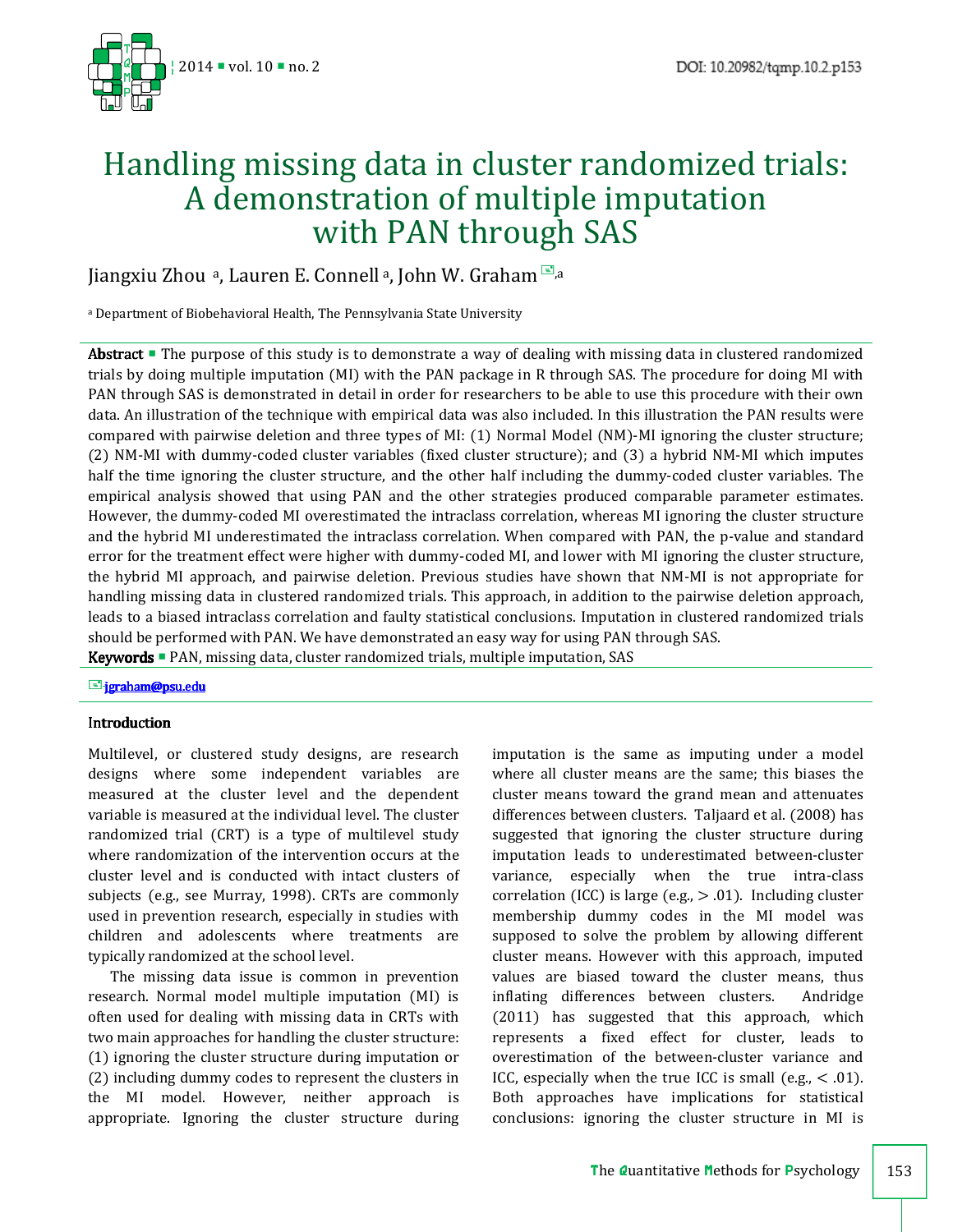# Handling missing data in cluster randomized trials: A demonstration of multiple imputation with PAN through SAS

Jiangxiu Zhou [a], Lauren E. Connell [a], John W. Graham [a]

[a] Department of Biobehavioral Health, The Pennsylvania State University

**Abstract** ■ The purpose of this study is to demonstrate a way of dealing with missing data in clustered randomized trials by doing multiple imputation (MI) with the PAN package in R through SAS. The procedure for doing MI with PAN through SAS is demonstrated in detail in order for researchers to be able to use this procedure with their own data. An illustration of the technique with empirical data was also included. In this illustration the PAN results were compared with pairwise deletion and three types of MI: (1) Normal Model (NM)-MI ignoring the cluster structure; (2) NM-MI with dummy-coded cluster variables (fixed cluster structure); and (3) a hybrid NM-MI which imputes half the time ignoring the cluster structure, and the other half including the dummy-coded cluster variables. The empirical analysis showed that using PAN and the other strategies produced comparable parameter estimates. However, the dummy-coded MI overestimated the intraclass correlation, whereas MI ignoring the cluster structure and the hybrid MI underestimated the intraclass correlation. When compared with PAN, the p-value and standard error for the treatment effect were higher with dummy-coded MI, and lower with MI ignoring the cluster structure, the hybrid MI approach, and pairwise deletion. Previous studies have shown that NM-MI is not appropriate for handling missing data in clustered randomized trials. This approach, in addition to the pairwise deletion approach, leads to a biased intraclass correlation and faulty statistical conclusions. Imputation in clustered randomized trials should be performed with PAN. We have demonstrated an easy way for using PAN through SAS.

**Keywords** ■ PAN, missing data, cluster randomized trials, multiple imputation, SAS

jgraham@psu.edu

## Introduction

Multilevel, or clustered study designs, are research designs where some independent variables are measured at the cluster level and the dependent variable is measured at the individual level. The cluster randomized trial (CRT) is a type of multilevel study where randomization of the intervention occurs at the cluster level and is conducted with intact clusters of subjects (e.g., see Murray, 1998). CRTs are commonly used in prevention research, especially in studies with children and adolescents where treatments are typically randomized at the school level.

The missing data issue is common in prevention research. Normal model multiple imputation (MI) is often used for dealing with missing data in CRTs with two main approaches for handling the cluster structure: (1) ignoring the cluster structure during imputation or (2) including dummy codes to represent the clusters in the MI model. However, neither approach is appropriate. Ignoring the cluster structure during imputation is the same as imputing under a model where all cluster means are the same; this biases the cluster means toward the grand mean and attenuates differences between clusters. Taljaard et al. (2008) has suggested that ignoring the cluster structure during imputation leads to underestimated between-cluster variance, especially when the true intra-class correlation (ICC) is large (e.g., > .01). Including cluster membership dummy codes in the MI model was supposed to solve the problem by allowing different cluster means. However with this approach, imputed values are biased toward the cluster means, thus inflating differences between clusters. Andridge (2011) has suggested that this approach, which represents a fixed effect for cluster, leads to overestimation of the between-cluster variance and ICC, especially when the true ICC is small (e.g., < .01). Both approaches have implications for statistical conclusions: ignoring the cluster structure in MI is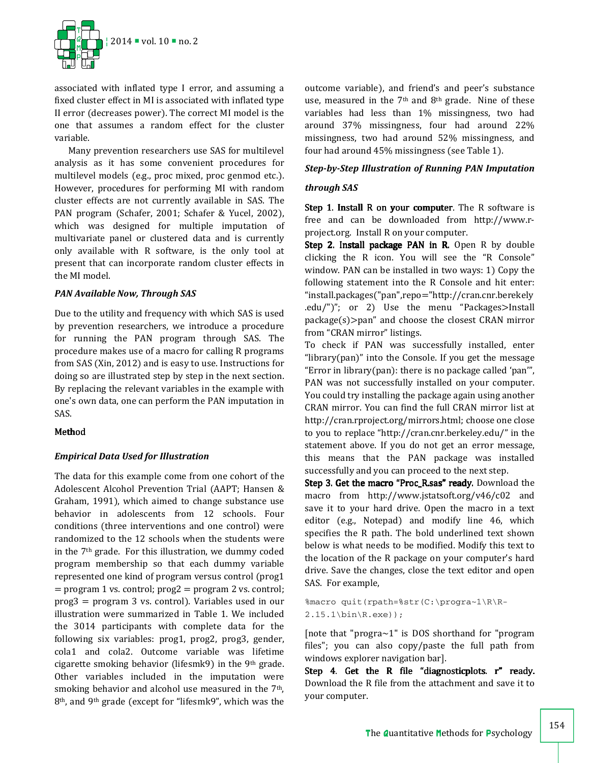associated with inflated type I error, and assuming a fixed cluster effect in MI is associated with inflated type II error (decreases power). The correct MI model is the one that assumes a random effect for the cluster variable.

Many prevention researchers use SAS for multilevel analysis as it has some convenient procedures for multilevel models (e.g., proc mixed, proc genmod etc.). However, procedures for performing MI with random cluster effects are not currently available in SAS. The PAN program (Schafer, 2001; Schafer & Yucel, 2002), which was designed for multiple imputation of multivariate panel or clustered data and is currently only available with R software, is the only tool at present that can incorporate random cluster effects in the MI model.

### *PAN Available Now, Through SAS*

Due to the utility and frequency with which SAS is used by prevention researchers, we introduce a procedure for running the PAN program through SAS. The procedure makes use of a macro for calling R programs from SAS (Xin, 2012) and is easy to use. Instructions for doing so are illustrated step by step in the next section. By replacing the relevant variables in the example with one's own data, one can perform the PAN imputation in SAS.

## Method

### *Empirical Data Used for Illustration*

The data for this example come from one cohort of the Adolescent Alcohol Prevention Trial (AAPT; Hansen & Graham, 1991), which aimed to change substance use behavior in adolescents from 12 schools. Four conditions (three interventions and one control) were randomized to the 12 schools when the students were in the 7th grade. For this illustration, we dummy coded program membership so that each dummy variable represented one kind of program versus control (prog1 = program 1 vs. control; prog2 = program 2 vs. control; prog3 = program 3 vs. control). Variables used in our illustration were summarized in Table 1. We included the 3014 participants with complete data for the following six variables: prog1, prog2, prog3, gender, cola1 and cola2. Outcome variable was lifetime cigarette smoking behavior (lifesmk9) in the 9th grade. Other variables included in the imputation were smoking behavior and alcohol use measured in the 7th, 8th, and 9th grade (except for "lifesmk9", which was the outcome variable), and friend's and peer's substance use, measured in the 7th and 8th grade. Nine of these variables had less than 1% missingness, two had around 37% missingness, four had around 22% missingness, two had around 52% missingness, and four had around 45% missingness (see Table 1).

### *Step-by-Step Illustration of Running PAN Imputation through SAS*

**Step 1. Install R on your computer**. The R software is free and can be downloaded from http://www.r-project.org. Install R on your computer.

**Step 2. Install package PAN in R.** Open R by double clicking the R icon. You will see the "R Console" window. PAN can be installed in two ways: 1) Copy the following statement into the R Console and hit enter: "install.packages("pan",repo="http://cran.cnr.berekely.edu/")"; or 2) Use the menu "Packages>Install package(s)>pan" and choose the closest CRAN mirror from "CRAN mirror" listings.

To check if PAN was successfully installed, enter "library(pan)" into the Console. If you get the message "Error in library(pan): there is no package called 'pan'", PAN was not successfully installed on your computer. You could try installing the package again using another CRAN mirror. You can find the full CRAN mirror list at http://cran.rproject.org/mirrors.html; choose one close to you to replace "http://cran.cnr.berkeley.edu/" in the statement above. If you do not get an error message, this means that the PAN package was installed successfully and you can proceed to the next step.

**Step 3. Get the macro "Proc_R.sas" ready.** Download the macro from http://www.jstatsoft.org/v46/c02 and save it to your hard drive. Open the macro in a text editor (e.g., Notepad) and modify line 46, which specifies the R path. The bold underlined text shown below is what needs to be modified. Modify this text to the location of the R package on your computer's hard drive. Save the changes, close the text editor and open SAS. For example,

```
%macro quit(rpath=%str(C:\progra~1\R\R-2.15.1\bin\R.exe));
```

[note that "progra~1" is DOS shorthand for "program files"; you can also copy/paste the full path from windows explorer navigation bar].

**Step 4. Get the R file "diagnosticplots. r" ready.** Download the R file from the attachment and save it to your computer.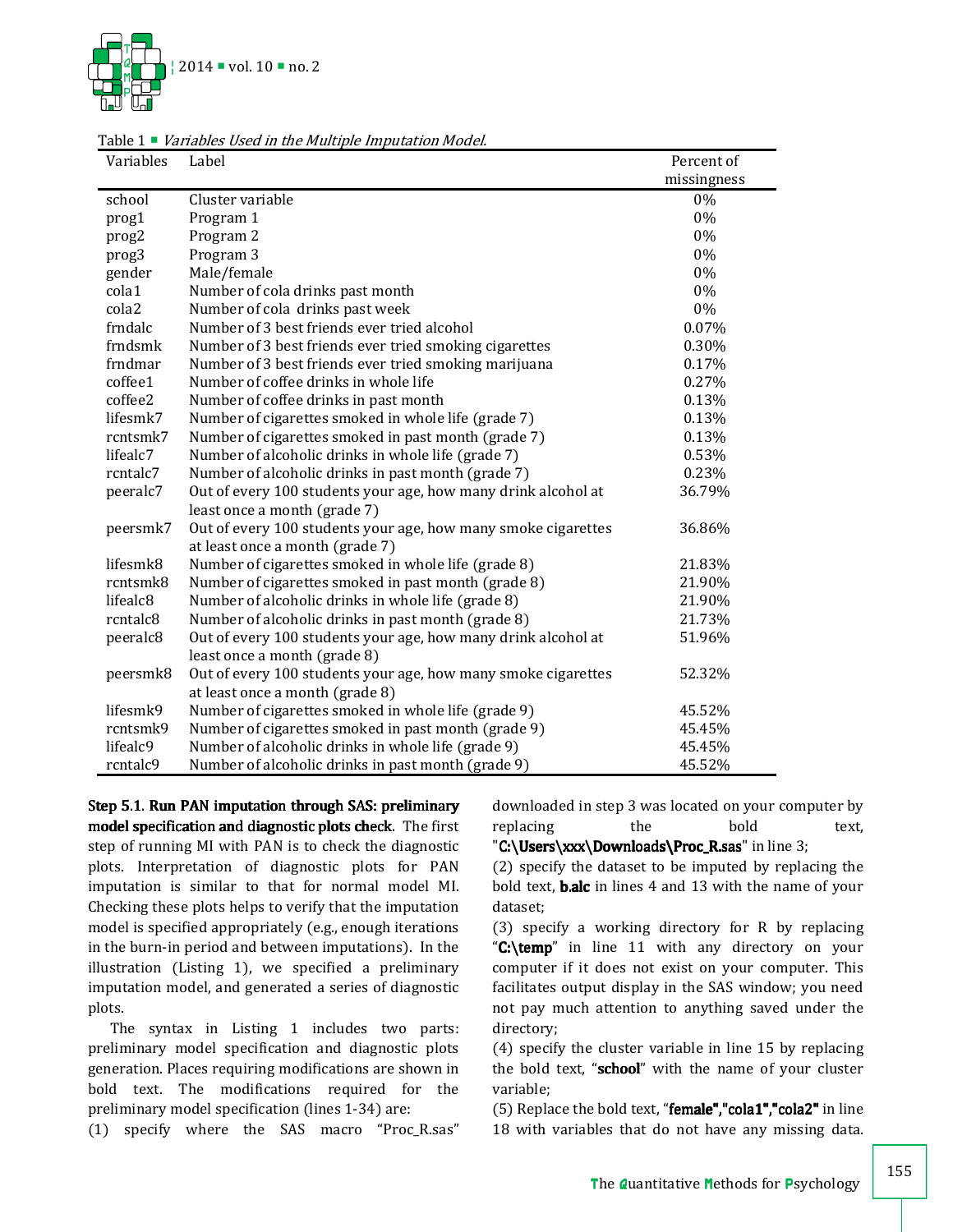Table 1 ▪ *Variables Used in the Multiple Imputation Model.*

| Variables | Label | Percent of missingness |
|---|---|---|
| school | Cluster variable | 0% |
| prog1 | Program 1 | 0% |
| prog2 | Program 2 | 0% |
| prog3 | Program 3 | 0% |
| gender | Male/female | 0% |
| cola1 | Number of cola drinks past month | 0% |
| cola2 | Number of cola drinks past week | 0% |
| frndalc | Number of 3 best friends ever tried alcohol | 0.07% |
| frndsmk | Number of 3 best friends ever tried smoking cigarettes | 0.30% |
| frndmar | Number of 3 best friends ever tried smoking marijuana | 0.17% |
| coffee1 | Number of coffee drinks in whole life | 0.27% |
| coffee2 | Number of coffee drinks in past month | 0.13% |
| lifesmk7 | Number of cigarettes smoked in whole life (grade 7) | 0.13% |
| rcntsmk7 | Number of cigarettes smoked in past month (grade 7) | 0.13% |
| lifealc7 | Number of alcoholic drinks in whole life (grade 7) | 0.53% |
| rcntalc7 | Number of alcoholic drinks in past month (grade 7) | 0.23% |
| peeralc7 | Out of every 100 students your age, how many drink alcohol at least once a month (grade 7) | 36.79% |
| peersmk7 | Out of every 100 students your age, how many smoke cigarettes at least once a month (grade 7) | 36.86% |
| lifesmk8 | Number of cigarettes smoked in whole life (grade 8) | 21.83% |
| rcntsmk8 | Number of cigarettes smoked in past month (grade 8) | 21.90% |
| lifealc8 | Number of alcoholic drinks in whole life (grade 8) | 21.90% |
| rcntalc8 | Number of alcoholic drinks in past month (grade 8) | 21.73% |
| peeralc8 | Out of every 100 students your age, how many drink alcohol at least once a month (grade 8) | 51.96% |
| peersmk8 | Out of every 100 students your age, how many smoke cigarettes at least once a month (grade 8) | 52.32% |
| lifesmk9 | Number of cigarettes smoked in whole life (grade 9) | 45.52% |
| rcntsmk9 | Number of cigarettes smoked in past month (grade 9) | 45.45% |
| lifealc9 | Number of alcoholic drinks in whole life (grade 9) | 45.45% |
| rcntalc9 | Number of alcoholic drinks in past month (grade 9) | 45.52% |

**Step 5.1. Run PAN imputation through SAS: preliminary model specification and diagnostic plots check.** The first step of running MI with PAN is to check the diagnostic plots. Interpretation of diagnostic plots for PAN imputation is similar to that for normal model MI. Checking these plots helps to verify that the imputation model is specified appropriately (e.g., enough iterations in the burn-in period and between imputations). In the illustration (Listing 1), we specified a preliminary imputation model, and generated a series of diagnostic plots.

The syntax in Listing 1 includes two parts: preliminary model specification and diagnostic plots generation. Places requiring modifications are shown in bold text. The modifications required for the preliminary model specification (lines 1-34) are:

(1) specify where the SAS macro "Proc_R.sas" downloaded in step 3 was located on your computer by replacing the bold text, "**C:\Users\xxx\Downloads\Proc_R.sas**" in line 3;

(2) specify the dataset to be imputed by replacing the bold text, **b.alc** in lines 4 and 13 with the name of your dataset;

(3) specify a working directory for R by replacing "**C:\temp**" in line 11 with any directory on your computer if it does not exist on your computer. This facilitates output display in the SAS window; you need not pay much attention to anything saved under the directory;

(4) specify the cluster variable in line 15 by replacing the bold text, "**school**" with the name of your cluster variable;

(5) Replace the bold text, "**female","cola1","cola2"** in line 18 with variables that do not have any missing data.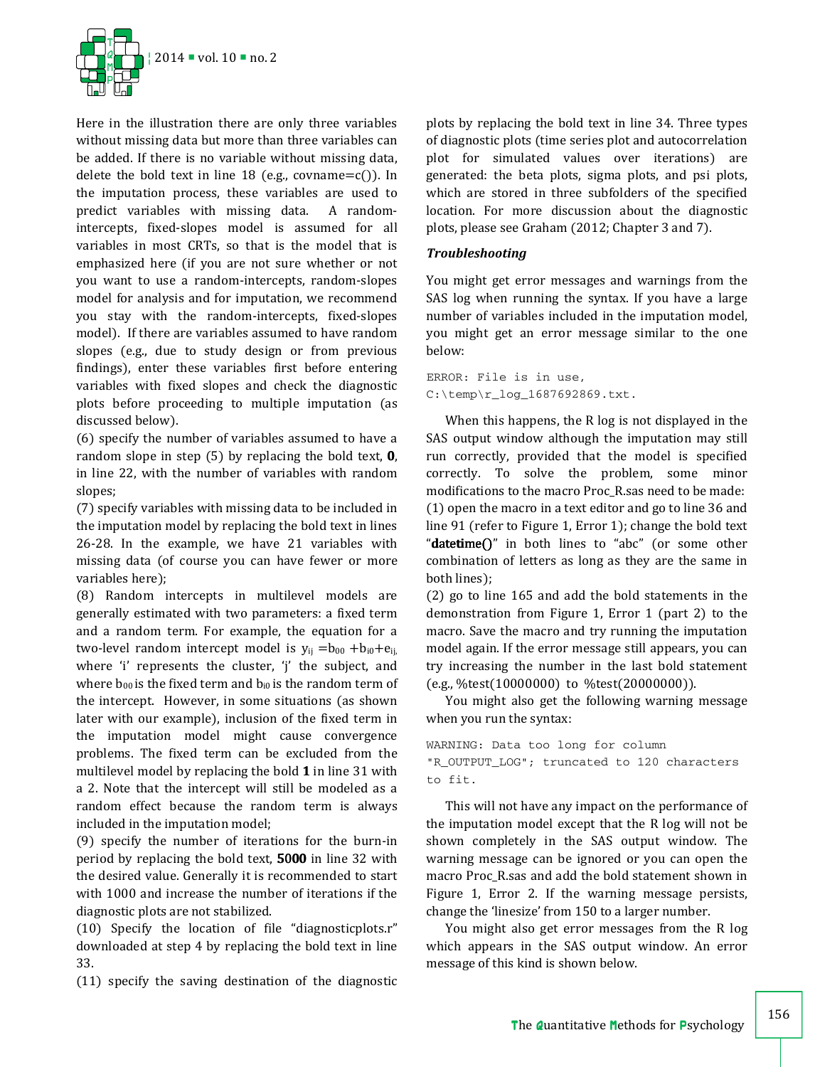Here in the illustration there are only three variables without missing data but more than three variables can be added. If there is no variable without missing data, delete the bold text in line 18 (e.g., covname=c()). In the imputation process, these variables are used to predict variables with missing data. A random-intercepts, fixed-slopes model is assumed for all variables in most CRTs, so that is the model that is emphasized here (if you are not sure whether or not you want to use a random-intercepts, random-slopes model for analysis and for imputation, we recommend you stay with the random-intercepts, fixed-slopes model). If there are variables assumed to have random slopes (e.g., due to study design or from previous findings), enter these variables first before entering variables with fixed slopes and check the diagnostic plots before proceeding to multiple imputation (as discussed below).

(6) specify the number of variables assumed to have a random slope in step (5) by replacing the bold text, **0**, in line 22, with the number of variables with random slopes;

(7) specify variables with missing data to be included in the imputation model by replacing the bold text in lines 26-28. In the example, we have 21 variables with missing data (of course you can have fewer or more variables here);

(8) Random intercepts in multilevel models are generally estimated with two parameters: a fixed term and a random term. For example, the equation for a two-level random intercept model is $y_{ij} = b_{00} + b_{i0} + e_{ij}$, where 'i' represents the cluster, 'j' the subject, and where $b_{00}$ is the fixed term and $b_{i0}$ is the random term of the intercept. However, in some situations (as shown later with our example), inclusion of the fixed term in the imputation model might cause convergence problems. The fixed term can be excluded from the multilevel model by replacing the bold **1** in line 31 with a 2. Note that the intercept will still be modeled as a random effect because the random term is always included in the imputation model;

(9) specify the number of iterations for the burn-in period by replacing the bold text, **5000** in line 32 with the desired value. Generally it is recommended to start with 1000 and increase the number of iterations if the diagnostic plots are not stabilized.

(10) Specify the location of file "diagnosticplots.r" downloaded at step 4 by replacing the bold text in line 33.

(11) specify the saving destination of the diagnostic plots by replacing the bold text in line 34. Three types of diagnostic plots (time series plot and autocorrelation plot for simulated values over iterations) are generated: the beta plots, sigma plots, and psi plots, which are stored in three subfolders of the specified location. For more discussion about the diagnostic plots, please see Graham (2012; Chapter 3 and 7).

### *Troubleshooting*

You might get error messages and warnings from the SAS log when running the syntax. If you have a large number of variables included in the imputation model, you might get an error message similar to the one below:

```
ERROR: File is in use,
C:\temp\r_log_1687692869.txt.
```

When this happens, the R log is not displayed in the SAS output window although the imputation may still run correctly, provided that the model is specified correctly. To solve the problem, some minor modifications to the macro Proc_R.sas need to be made: (1) open the macro in a text editor and go to line 36 and line 91 (refer to Figure 1, Error 1); change the bold text "**datetime()**" in both lines to "abc" (or some other combination of letters as long as they are the same in both lines);

(2) go to line 165 and add the bold statements in the demonstration from Figure 1, Error 1 (part 2) to the macro. Save the macro and try running the imputation model again. If the error message still appears, you can try increasing the number in the last bold statement (e.g., %test(10000000) to %test(20000000)).

You might also get the following warning message when you run the syntax:

```
WARNING: Data too long for column
"R_OUTPUT_LOG"; truncated to 120 characters
to fit.
```

This will not have any impact on the performance of the imputation model except that the R log will not be shown completely in the SAS output window. The warning message can be ignored or you can open the macro Proc_R.sas and add the bold statement shown in Figure 1, Error 2. If the warning message persists, change the 'linesize' from 150 to a larger number.

You might also get error messages from the R log which appears in the SAS output window. An error message of this kind is shown below.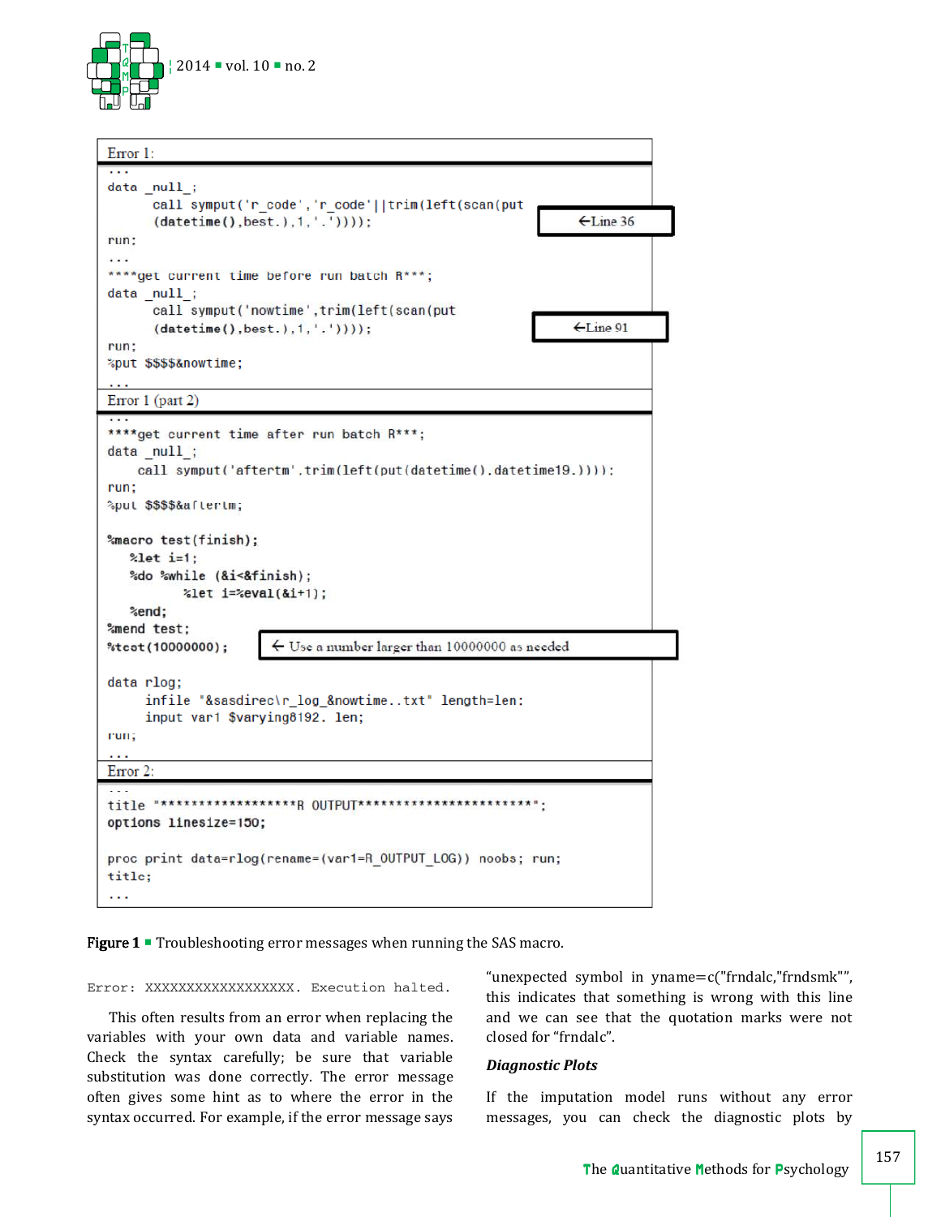Error 1:

```
...
data _null_;
     call symput('r_code','r_code'||trim(left(scan(put
     (datetime(),best.),1,'.'))));                          ←Line 36
run;
...
****get current time before run batch R***;
data _null_;
     call symput('nowtime',trim(left(scan(put
     (datetime(),best.),1,'.'))));                          ←Line 91
run;
%put $$$$&nowtime;
...
```

Error 1 (part 2)

```
...
****get current time after run batch R***;
data _null_;
    call symput('aftertm',trim(left(put(datetime(),datetime19.))));
run;
%put $$$$&aftertm;

%macro test(finish);
   %let i=1;
   %do %while (&i<&finish);
         %let i=%eval(&i+1);
   %end;
%mend test;
%test(10000000);          ← Use a number larger than 10000000 as needed

data rlog;
     infile "&sasdirec\r_log_&nowtime..txt" length=len;
     input var1 $varying8192. len;
run;
...
```

Error 2:

```
...
title "*****************R OUTPUT**********************";
options linesize=150;

proc print data=rlog(rename=(var1=R_OUTPUT_LOG)) noobs; run;
title;
...
```

**Figure 1** ▪ Troubleshooting error messages when running the SAS macro.

```
Error: XXXXXXXXXXXXXXXXXX. Execution halted.
```

This often results from an error when replacing the variables with your own data and variable names. Check the syntax carefully; be sure that variable substitution was done correctly. The error message often gives some hint as to where the error in the syntax occurred. For example, if the error message says "unexpected symbol in yname=c("frndalc,"frndsmk"", this indicates that something is wrong with this line and we can see that the quotation marks were not closed for "frndalc".

### *Diagnostic Plots*

If the imputation model runs without any error messages, you can check the diagnostic plots by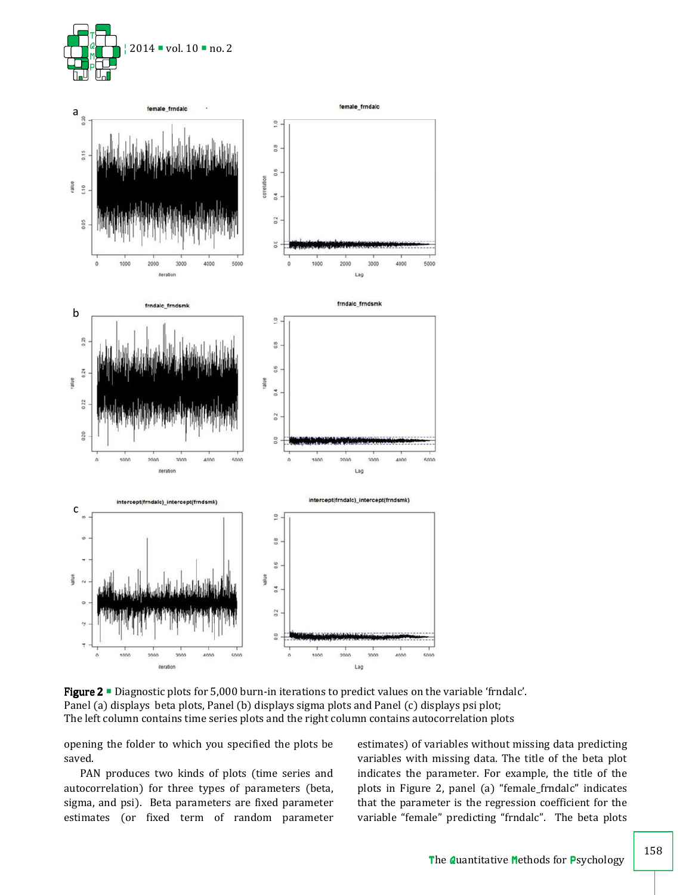**Figure 2** ■ Diagnostic plots for 5,000 burn-in iterations to predict values on the variable 'frndalc'. Panel (a) displays beta plots, Panel (b) displays sigma plots and Panel (c) displays psi plot; The left column contains time series plots and the right column contains autocorrelation plots

opening the folder to which you specified the plots be saved.

PAN produces two kinds of plots (time series and autocorrelation) for three types of parameters (beta, sigma, and psi). Beta parameters are fixed parameter estimates (or fixed term of random parameter estimates) of variables without missing data predicting variables with missing data. The title of the beta plot indicates the parameter. For example, the title of the plots in Figure 2, panel (a) "female_frndalc" indicates that the parameter is the regression coefficient for the variable "female" predicting "frndalc". The beta plots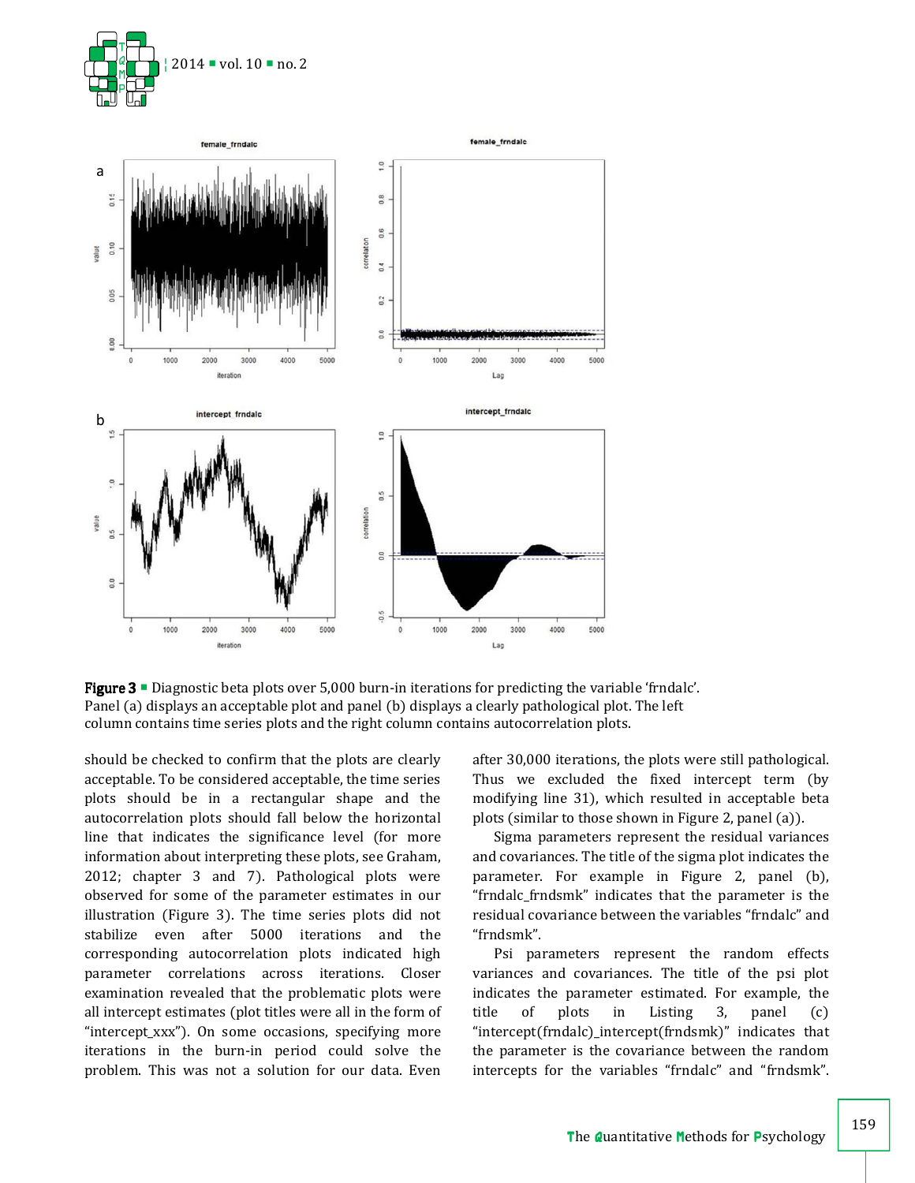**Figure 3** ▪ Diagnostic beta plots over 5,000 burn-in iterations for predicting the variable 'frndalc'. Panel (a) displays an acceptable plot and panel (b) displays a clearly pathological plot. The left column contains time series plots and the right column contains autocorrelation plots.

should be checked to confirm that the plots are clearly acceptable. To be considered acceptable, the time series plots should be in a rectangular shape and the autocorrelation plots should fall below the horizontal line that indicates the significance level (for more information about interpreting these plots, see Graham, 2012; chapter 3 and 7). Pathological plots were observed for some of the parameter estimates in our illustration (Figure 3). The time series plots did not stabilize even after 5000 iterations and the corresponding autocorrelation plots indicated high parameter correlations across iterations. Closer examination revealed that the problematic plots were all intercept estimates (plot titles were all in the form of "intercept_xxx"). On some occasions, specifying more iterations in the burn-in period could solve the problem. This was not a solution for our data. Even after 30,000 iterations, the plots were still pathological. Thus we excluded the fixed intercept term (by modifying line 31), which resulted in acceptable beta plots (similar to those shown in Figure 2, panel (a)).

Sigma parameters represent the residual variances and covariances. The title of the sigma plot indicates the parameter. For example in Figure 2, panel (b), "frndalc_frndsmk" indicates that the parameter is the residual covariance between the variables "frndalc" and "frndsmk".

Psi parameters represent the random effects variances and covariances. The title of the psi plot indicates the parameter estimated. For example, the title of plots in Listing 3, panel (c) "intercept(frndalc)_intercept(frndsmk)" indicates that the parameter is the covariance between the random intercepts for the variables "frndalc" and "frndsmk".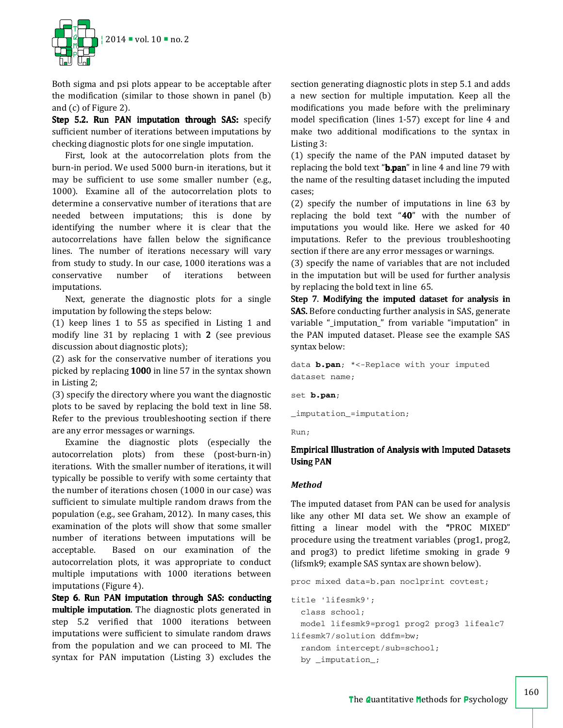Both sigma and psi plots appear to be acceptable after the modification (similar to those shown in panel (b) and (c) of Figure 2).

**Step 5.2. Run PAN imputation through SAS:** specify sufficient number of iterations between imputations by checking diagnostic plots for one single imputation.

First, look at the autocorrelation plots from the burn-in period. We used 5000 burn-in iterations, but it may be sufficient to use some smaller number (e.g., 1000). Examine all of the autocorrelation plots to determine a conservative number of iterations that are needed between imputations; this is done by identifying the number where it is clear that the autocorrelations have fallen below the significance lines. The number of iterations necessary will vary from study to study. In our case, 1000 iterations was a conservative number of iterations between imputations.

Next, generate the diagnostic plots for a single imputation by following the steps below:

(1) keep lines 1 to 55 as specified in Listing 1 and modify line 31 by replacing 1 with **2** (see previous discussion about diagnostic plots);

(2) ask for the conservative number of iterations you picked by replacing **1000** in line 57 in the syntax shown in Listing 2;

(3) specify the directory where you want the diagnostic plots to be saved by replacing the bold text in line 58. Refer to the previous troubleshooting section if there are any error messages or warnings.

Examine the diagnostic plots (especially the autocorrelation plots) from these (post-burn-in) iterations. With the smaller number of iterations, it will typically be possible to verify with some certainty that the number of iterations chosen (1000 in our case) was sufficient to simulate multiple random draws from the population (e.g., see Graham, 2012). In many cases, this examination of the plots will show that some smaller number of iterations between imputations will be acceptable. Based on our examination of the autocorrelation plots, it was appropriate to conduct multiple imputations with 1000 iterations between imputations (Figure 4).

**Step 6. Run PAN imputation through SAS: conducting multiple imputation**. The diagnostic plots generated in step 5.2 verified that 1000 iterations between imputations were sufficient to simulate random draws from the population and we can proceed to MI. The syntax for PAN imputation (Listing 3) excludes the section generating diagnostic plots in step 5.1 and adds a new section for multiple imputation. Keep all the modifications you made before with the preliminary model specification (lines 1-57) except for line 4 and make two additional modifications to the syntax in Listing 3:

(1) specify the name of the PAN imputed dataset by replacing the bold text "**b.pan**" in line 4 and line 79 with the name of the resulting dataset including the imputed cases;

(2) specify the number of imputations in line 63 by replacing the bold text "**40**" with the number of imputations you would like. Here we asked for 40 imputations. Refer to the previous troubleshooting section if there are any error messages or warnings.

(3) specify the name of variables that are not included in the imputation but will be used for further analysis by replacing the bold text in line 65.

**Step 7. Modifying the imputed dataset for analysis in SAS.** Before conducting further analysis in SAS, generate variable "_imputation_" from variable "imputation" in the PAN imputed dataset. Please see the example SAS syntax below:

```
data b.pan; *<-Replace with your imputed
dataset name;

set b.pan;

_imputation_=imputation;

Run;
```

## Empirical Illustration of Analysis with Imputed Datasets Using PAN

### *Method*

The imputed dataset from PAN can be used for analysis like any other MI data set. We show an example of fitting a linear model with the "PROC MIXED" procedure using the treatment variables (prog1, prog2, and prog3) to predict lifetime smoking in grade 9 (lifsmk9; example SAS syntax are shown below).

```
proc mixed data=b.pan noclprint covtest;

title 'lifesmk9';
  class school;
  model lifesmk9=prog1 prog2 prog3 lifealc7
lifesmk7/solution ddfm=bw;
  random intercept/sub=school;
  by _imputation_;
```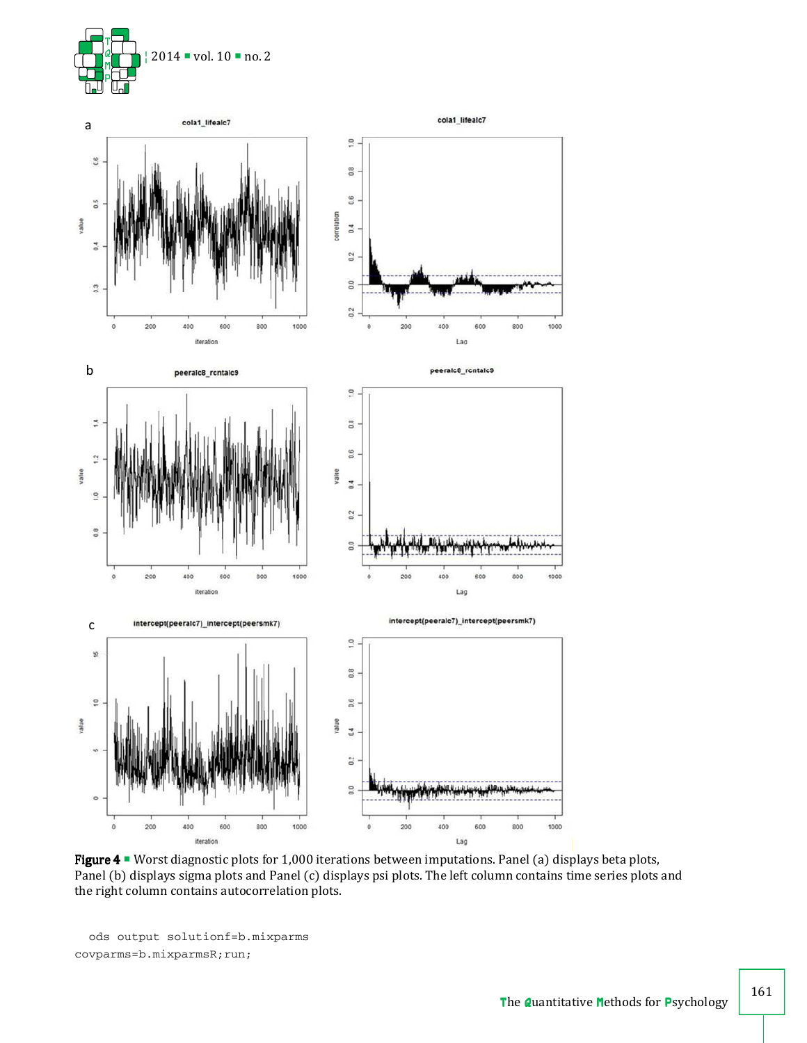**Figure 4** ▪ Worst diagnostic plots for 1,000 iterations between imputations. Panel (a) displays beta plots, Panel (b) displays sigma plots and Panel (c) displays psi plots. The left column contains time series plots and the right column contains autocorrelation plots.

```
  ods output solutionf=b.mixparms
covparms=b.mixparmsR;run;
```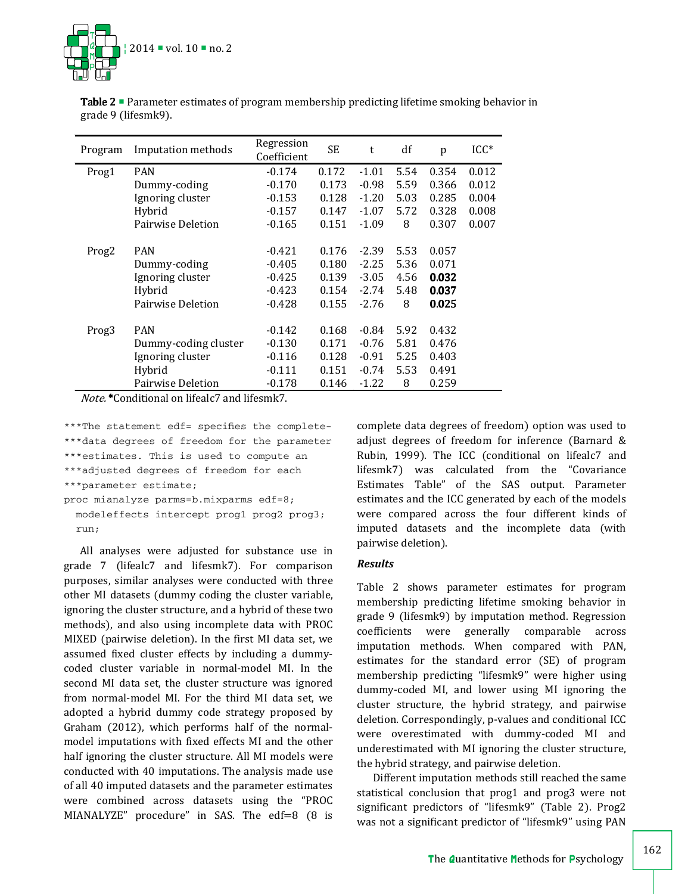**Table 2** ■ Parameter estimates of program membership predicting lifetime smoking behavior in grade 9 (lifesmk9).

| Program | Imputation methods | Regression Coefficient | SE | t | df | p | ICC* |
|---|---|---|---|---|---|---|---|
| Prog1 | PAN | -0.174 | 0.172 | -1.01 | 5.54 | 0.354 | 0.012 |
| | Dummy-coding | -0.170 | 0.173 | -0.98 | 5.59 | 0.366 | 0.012 |
| | Ignoring cluster | -0.153 | 0.128 | -1.20 | 5.03 | 0.285 | 0.004 |
| | Hybrid | -0.157 | 0.147 | -1.07 | 5.72 | 0.328 | 0.008 |
| | Pairwise Deletion | -0.165 | 0.151 | -1.09 | 8 | 0.307 | 0.007 |
| Prog2 | PAN | -0.421 | 0.176 | -2.39 | 5.53 | 0.057 | |
| | Dummy-coding | -0.405 | 0.180 | -2.25 | 5.36 | 0.071 | |
| | Ignoring cluster | -0.425 | 0.139 | -3.05 | 4.56 | **0.032** | |
| | Hybrid | -0.423 | 0.154 | -2.74 | 5.48 | **0.037** | |
| | Pairwise Deletion | -0.428 | 0.155 | -2.76 | 8 | **0.025** | |
| Prog3 | PAN | -0.142 | 0.168 | -0.84 | 5.92 | 0.432 | |
| | Dummy-coding cluster | -0.130 | 0.171 | -0.76 | 5.81 | 0.476 | |
| | Ignoring cluster | -0.116 | 0.128 | -0.91 | 5.25 | 0.403 | |
| | Hybrid | -0.111 | 0.151 | -0.74 | 5.53 | 0.491 | |
| | Pairwise Deletion | -0.178 | 0.146 | -1.22 | 8 | 0.259 | |

*Note.* *Conditional on lifealc7 and lifesmk7.

```
***The statement edf= specifies the complete-
***data degrees of freedom for the parameter
***estimates. This is used to compute an
***adjusted degrees of freedom for each
***parameter estimate;
proc mianalyze parms=b.mixparms edf=8;
  modeleffects intercept prog1 prog2 prog3;
  run;
```

All analyses were adjusted for substance use in grade 7 (lifealc7 and lifesmk7). For comparison purposes, similar analyses were conducted with three other MI datasets (dummy coding the cluster variable, ignoring the cluster structure, and a hybrid of these two methods), and also using incomplete data with PROC MIXED (pairwise deletion). In the first MI data set, we assumed fixed cluster effects by including a dummy-coded cluster variable in normal-model MI. In the second MI data set, the cluster structure was ignored from normal-model MI. For the third MI data set, we adopted a hybrid dummy code strategy proposed by Graham (2012), which performs half of the normal-model imputations with fixed effects MI and the other half ignoring the cluster structure. All MI models were conducted with 40 imputations. The analysis made use of all 40 imputed datasets and the parameter estimates were combined across datasets using the "PROC MIANALYZE" procedure" in SAS. The edf=8 (8 is complete data degrees of freedom) option was used to adjust degrees of freedom for inference (Barnard & Rubin, 1999). The ICC (conditional on lifealc7 and lifesmk7) was calculated from the "Covariance Estimates Table" of the SAS output. Parameter estimates and the ICC generated by each of the models were compared across the four different kinds of imputed datasets and the incomplete data (with pairwise deletion).

### Results

Table 2 shows parameter estimates for program membership predicting lifetime smoking behavior in grade 9 (lifesmk9) by imputation method. Regression coefficients were generally comparable across imputation methods. When compared with PAN, estimates for the standard error (SE) of program membership predicting "lifesmk9" were higher using dummy-coded MI, and lower using MI ignoring the cluster structure, the hybrid strategy, and pairwise deletion. Correspondingly, p-values and conditional ICC were overestimated with dummy-coded MI and underestimated with MI ignoring the cluster structure, the hybrid strategy, and pairwise deletion.

Different imputation methods still reached the same statistical conclusion that prog1 and prog3 were not significant predictors of "lifesmk9" (Table 2). Prog2 was not a significant predictor of "lifesmk9" using PAN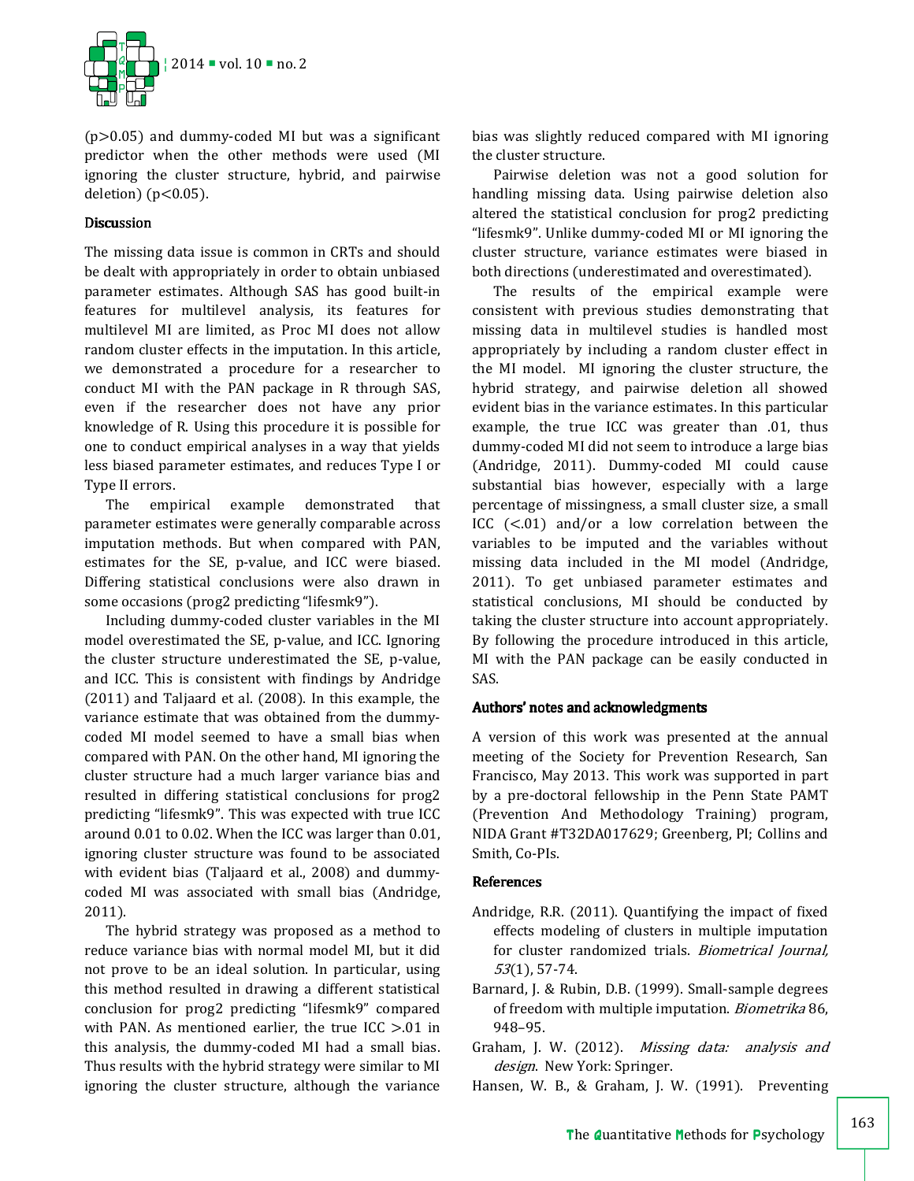(p>0.05) and dummy-coded MI but was a significant predictor when the other methods were used (MI ignoring the cluster structure, hybrid, and pairwise deletion) (p<0.05).

## Discussion

The missing data issue is common in CRTs and should be dealt with appropriately in order to obtain unbiased parameter estimates. Although SAS has good built-in features for multilevel analysis, its features for multilevel MI are limited, as Proc MI does not allow random cluster effects in the imputation. In this article, we demonstrated a procedure for a researcher to conduct MI with the PAN package in R through SAS, even if the researcher does not have any prior knowledge of R. Using this procedure it is possible for one to conduct empirical analyses in a way that yields less biased parameter estimates, and reduces Type I or Type II errors.

The empirical example demonstrated that parameter estimates were generally comparable across imputation methods. But when compared with PAN, estimates for the SE, p-value, and ICC were biased. Differing statistical conclusions were also drawn in some occasions (prog2 predicting "lifesmk9").

Including dummy-coded cluster variables in the MI model overestimated the SE, p-value, and ICC. Ignoring the cluster structure underestimated the SE, p-value, and ICC. This is consistent with findings by Andridge (2011) and Taljaard et al. (2008). In this example, the variance estimate that was obtained from the dummy-coded MI model seemed to have a small bias when compared with PAN. On the other hand, MI ignoring the cluster structure had a much larger variance bias and resulted in differing statistical conclusions for prog2 predicting "lifesmk9". This was expected with true ICC around 0.01 to 0.02. When the ICC was larger than 0.01, ignoring cluster structure was found to be associated with evident bias (Taljaard et al., 2008) and dummy-coded MI was associated with small bias (Andridge, 2011).

The hybrid strategy was proposed as a method to reduce variance bias with normal model MI, but it did not prove to be an ideal solution. In particular, using this method resulted in drawing a different statistical conclusion for prog2 predicting "lifesmk9" compared with PAN. As mentioned earlier, the true ICC >.01 in this analysis, the dummy-coded MI had a small bias. Thus results with the hybrid strategy were similar to MI ignoring the cluster structure, although the variance bias was slightly reduced compared with MI ignoring the cluster structure.

Pairwise deletion was not a good solution for handling missing data. Using pairwise deletion also altered the statistical conclusion for prog2 predicting "lifesmk9". Unlike dummy-coded MI or MI ignoring the cluster structure, variance estimates were biased in both directions (underestimated and overestimated).

The results of the empirical example were consistent with previous studies demonstrating that missing data in multilevel studies is handled most appropriately by including a random cluster effect in the MI model. MI ignoring the cluster structure, the hybrid strategy, and pairwise deletion all showed evident bias in the variance estimates. In this particular example, the true ICC was greater than .01, thus dummy-coded MI did not seem to introduce a large bias (Andridge, 2011). Dummy-coded MI could cause substantial bias however, especially with a large percentage of missingness, a small cluster size, a small ICC (<.01) and/or a low correlation between the variables to be imputed and the variables without missing data included in the MI model (Andridge, 2011). To get unbiased parameter estimates and statistical conclusions, MI should be conducted by taking the cluster structure into account appropriately. By following the procedure introduced in this article, MI with the PAN package can be easily conducted in SAS.

## Authors' notes and acknowledgments

A version of this work was presented at the annual meeting of the Society for Prevention Research, San Francisco, May 2013. This work was supported in part by a pre-doctoral fellowship in the Penn State PAMT (Prevention And Methodology Training) program, NIDA Grant #T32DA017629; Greenberg, PI; Collins and Smith, Co-PIs.

## References

Andridge, R.R. (2011). Quantifying the impact of fixed effects modeling of clusters in multiple imputation for cluster randomized trials. *Biometrical Journal, 53*(1), 57-74.

Barnard, J. & Rubin, D.B. (1999). Small-sample degrees of freedom with multiple imputation. *Biometrika* 86, 948–95.

Graham, J. W. (2012). *Missing data: analysis and design*. New York: Springer.

Hansen, W. B., & Graham, J. W. (1991). Preventing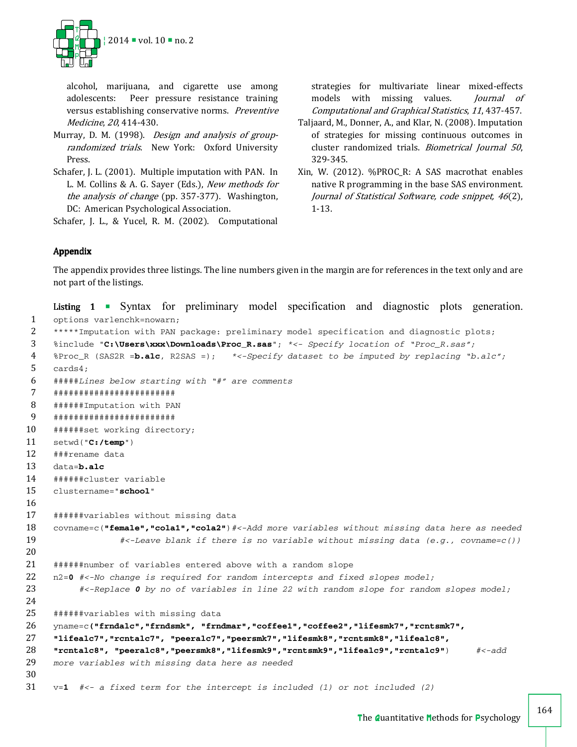alcohol, marijuana, and cigarette use among adolescents: Peer pressure resistance training versus establishing conservative norms. *Preventive Medicine*, *20*, 414-430.

Murray, D. M. (1998). *Design and analysis of group-randomized trials*. New York: Oxford University Press.

Schafer, J. L. (2001). Multiple imputation with PAN. In L. M. Collins & A. G. Sayer (Eds.), *New methods for the analysis of change* (pp. 357-377). Washington, DC: American Psychological Association.

Schafer, J. L., & Yucel, R. M. (2002). Computational strategies for multivariate linear mixed-effects models with missing values. *Journal of Computational and Graphical Statistics*, *11*, 437-457.

Taljaard, M., Donner, A., and Klar, N. (2008). Imputation of strategies for missing continuous outcomes in cluster randomized trials. *Biometrical Journal 50*, 329-345.

Xin, W. (2012). %PROC_R: A SAS macrothat enables native R programming in the base SAS environment. *Journal of Statistical Software, code snippet, 46*(2), 1-13.

## Appendix

The appendix provides three listings. The line numbers given in the margin are for references in the text only and are not part of the listings.

**Listing 1** ▪ Syntax for preliminary model specification and diagnostic plots generation.

```
1   options varlenchk=nowarn;
2   *****Imputation with PAN package: preliminary model specification and diagnostic plots;
3   %include "C:\Users\xxx\Downloads\Proc_R.sas"; *<- Specify location of "Proc_R.sas";
4   %Proc_R (SAS2R =b.alc, R2SAS =);    *<-Specify dataset to be imputed by replacing "b.alc";
5   cards4;
6   #####Lines below starting with "#" are comments
7   ########################
8   ######Imputation with PAN
9   ########################
10  ######set working directory;
11  setwd("C:/temp")
12  ###rename data
13  data=b.alc
14  ######cluster variable
15  clustername="school"
16
17  ######variables without missing data
18  covname=c("female","cola1","cola2")#<-Add more variables without missing data here as needed
19                  #<-Leave blank if there is no variable without missing data (e.g., covname=c())
20
21  ######number of variables entered above with a random slope
22  n2=0 #<-No change is required for random intercepts and fixed slopes model;
23       #<-Replace 0 by no of variables in line 22 with random slope for random slopes model;
24
25  ######variables with missing data
26  yname=c("frndalc","frndsmk", "frndmar","coffee1","coffee2","lifesmk7","rcntsmk7",
27  "lifealc7","rcntalc7", "peeralc7","peersmk7","lifesmk8","rcntsmk8","lifealc8",
28  "rcntalc8", "peeralc8","peersmk8","lifesmk9","rcntsmk9","lifealc9","rcntalc9")     #<-add
29  more variables with missing data here as needed
30
31  v=1  #<- a fixed term for the intercept is included (1) or not included (2)
```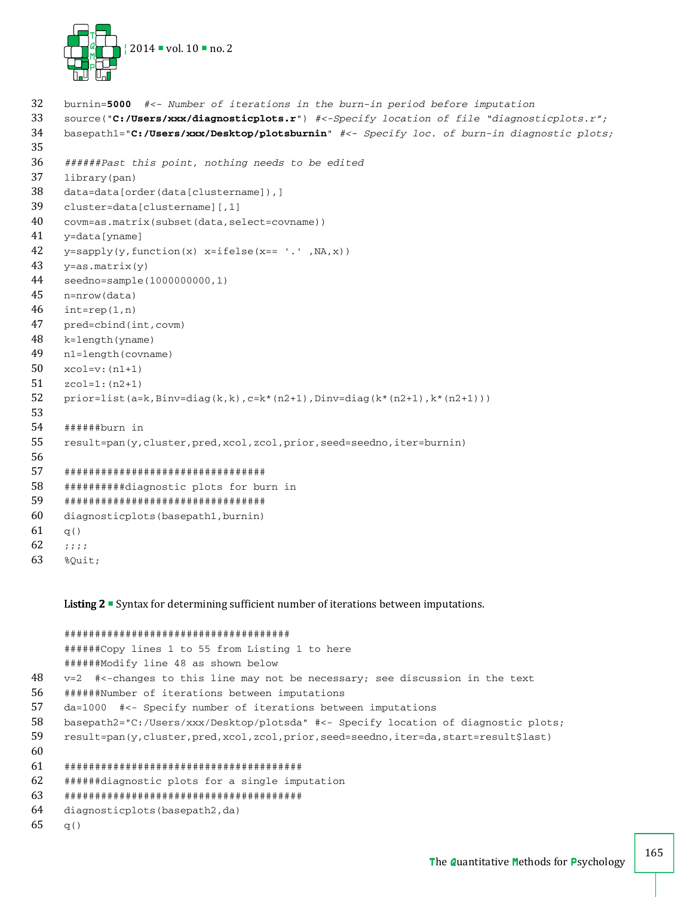```
32  burnin=5000  #<- Number of iterations in the burn-in period before imputation
33  source("C:/Users/xxx/diagnosticplots.r") #<-Specify location of file "diagnosticplots.r";
34  basepath1="C:/Users/xxx/Desktop/plotsburnin" #<- Specify loc. of burn-in diagnostic plots;
35
36  ######Past this point, nothing needs to be edited
37  library(pan)
38  data=data[order(data[clustername]),]
39  cluster=data[clustername][,1]
40  covm=as.matrix(subset(data,select=covname))
41  y=data[yname]
42  y=sapply(y,function(x) x=ifelse(x== '.' ,NA,x))
43  y=as.matrix(y)
44  seedno=sample(1000000000,1)
45  n=nrow(data)
46  int=rep(1,n)
47  pred=cbind(int,covm)
48  k=length(yname)
49  n1=length(covname)
50  xcol=v:(n1+1)
51  zcol=1:(n2+1)
52  prior=list(a=k,Binv=diag(k,k),c=k*(n2+1),Dinv=diag(k*(n2+1),k*(n2+1)))
53
54  ######burn in
55  result=pan(y,cluster,pred,xcol,zcol,prior,seed=seedno,iter=burnin)
56
57  #################################
58  ##########diagnostic plots for burn in
59  #################################
60  diagnosticplots(basepath1,burnin)
61  q()
62  ;;;;
63  %Quit;
```

**Listing 2** ▪ Syntax for determining sufficient number of iterations between imputations.

```
    #####################################
    ######Copy lines 1 to 55 from Listing 1 to here
    ######Modify line 48 as shown below
48  v=2  #<-changes to this line may not be necessary; see discussion in the text
56  ######Number of iterations between imputations
57  da=1000  #<- Specify number of iterations between imputations
58  basepath2="C:/Users/xxx/Desktop/plotsda" #<- Specify location of diagnostic plots;
59  result=pan(y,cluster,pred,xcol,zcol,prior,seed=seedno,iter=da,start=result$last)
60
61  ######################################
62  ######diagnostic plots for a single imputation
63  ######################################
64  diagnosticplots(basepath2,da)
65  q()
```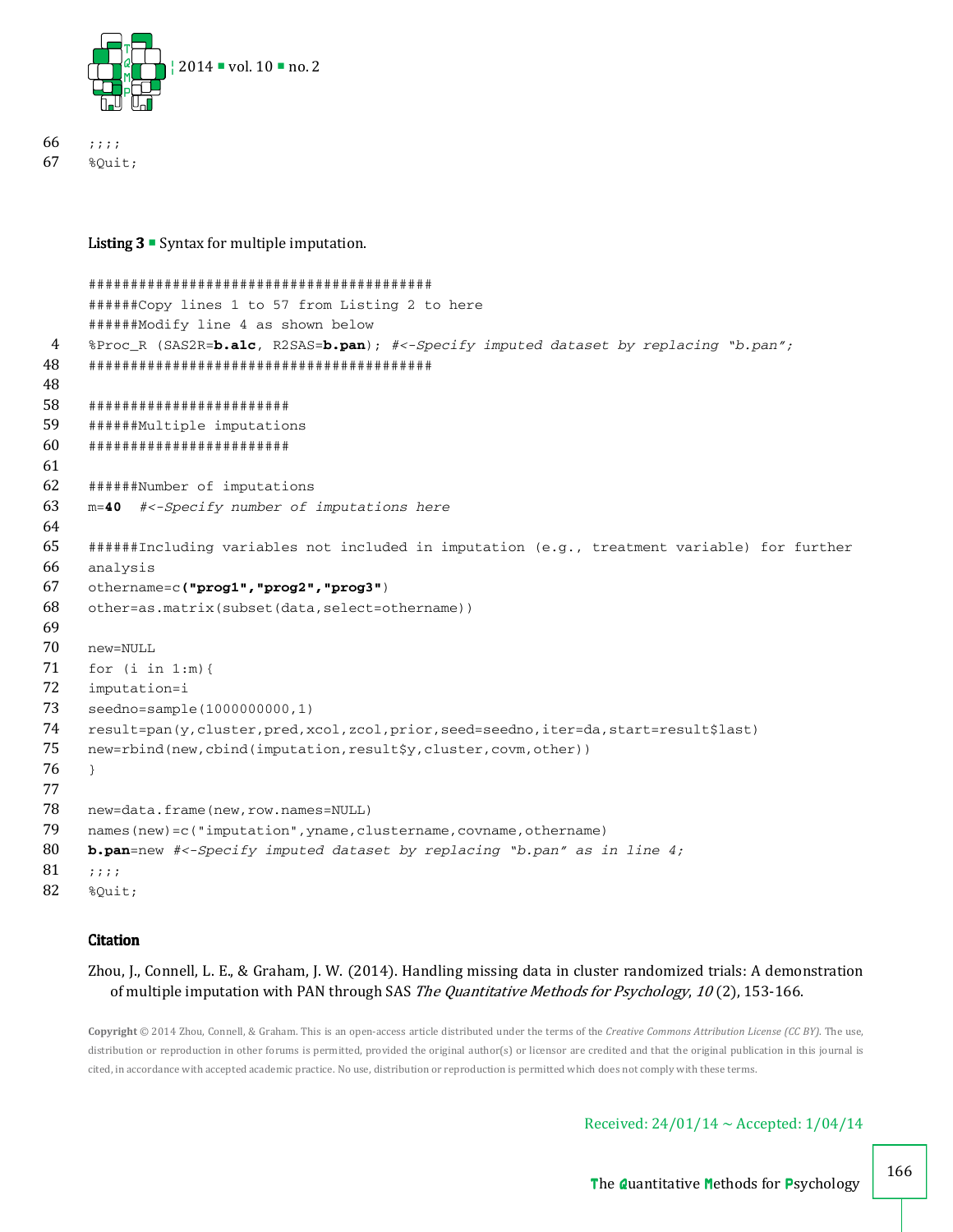```
66  ;;;;
67  %Quit;
```

**Listing 3** ▪ Syntax for multiple imputation.

```
    ########################################
    ######Copy lines 1 to 57 from Listing 2 to here
    ######Modify line 4 as shown below
 4  %Proc_R (SAS2R=b.a1c, R2SAS=b.pan); #<-Specify imputed dataset by replacing "b.pan";
48  ########################################
48
58  #######################
59  ######Multiple imputations
60  #######################
61
62  ######Number of imputations
63  m=40  #<-Specify number of imputations here
64
65  ######Including variables not included in imputation (e.g., treatment variable) for further
66  analysis
67  othername=c("prog1","prog2","prog3")
68  other=as.matrix(subset(data,select=othername))
69
70  new=NULL
71  for (i in 1:m){
72  imputation=i
73  seedno=sample(1000000000,1)
74  result=pan(y,cluster,pred,xcol,zcol,prior,seed=seedno,iter=da,start=result$last)
75  new=rbind(new,cbind(imputation,result$y,cluster,covm,other))
76  }
77
78  new=data.frame(new,row.names=NULL)
79  names(new)=c("imputation",yname,clustername,covname,othername)
80  b.pan=new #<-Specify imputed dataset by replacing "b.pan" as in line 4;
81  ;;;;
82  %Quit;
```

## Citation

Zhou, J., Connell, L. E., & Graham, J. W. (2014). Handling missing data in cluster randomized trials: A demonstration of multiple imputation with PAN through SAS *The Quantitative Methods for Psychology*, *10* (2), 153-166.

**Copyright** © 2014 Zhou, Connell, & Graham. This is an open-access article distributed under the terms of the *Creative Commons Attribution License (CC BY)*. The use, distribution or reproduction in other forums is permitted, provided the original author(s) or licensor are credited and that the original publication in this journal is cited, in accordance with accepted academic practice. No use, distribution or reproduction is permitted which does not comply with these terms.

Received: 24/01/14 ~ Accepted: 1/04/14